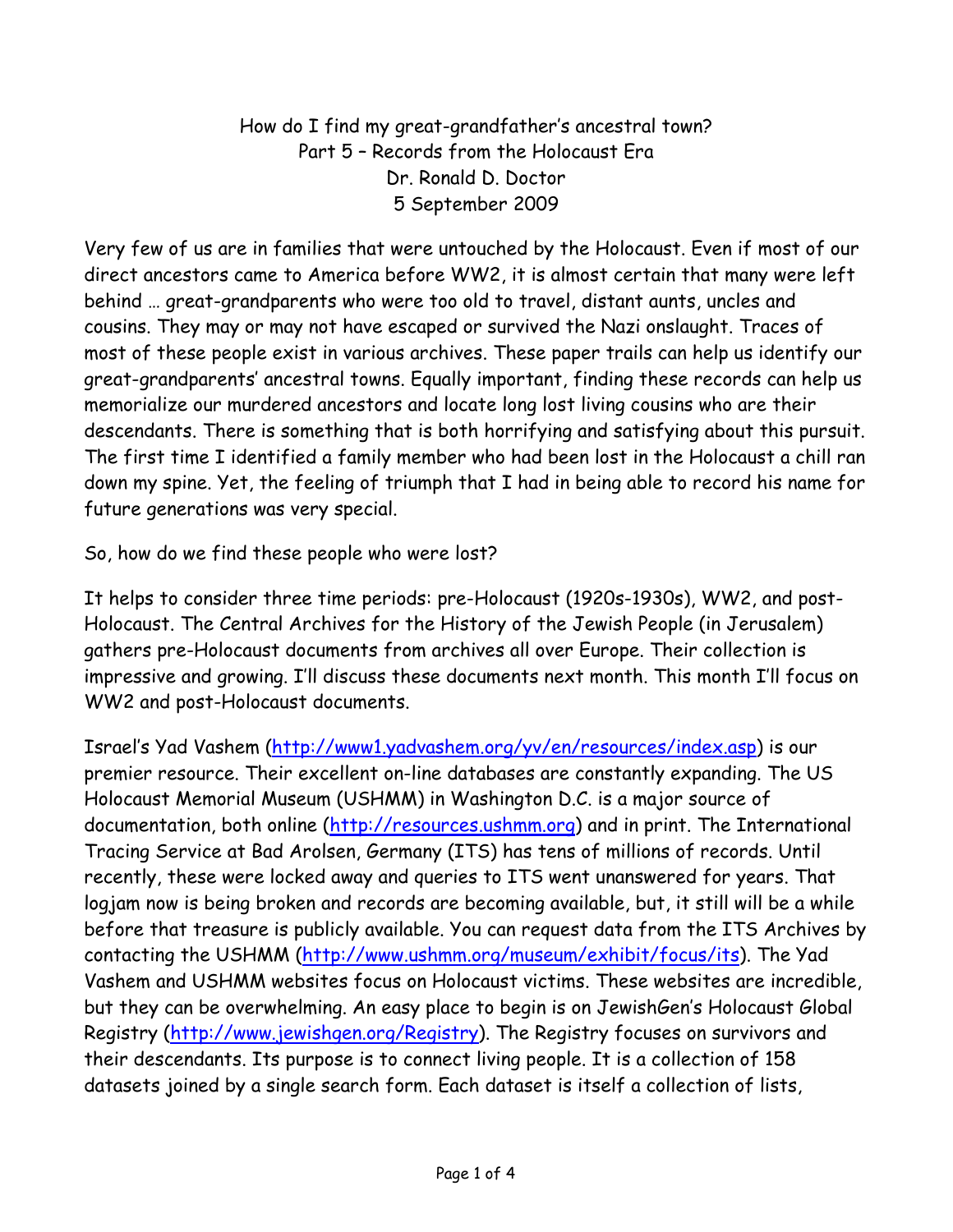# How do I find my great-grandfather's ancestral town?
## Part 5 – Records from the Holocaust Era

Dr. Ronald D. Doctor

5 September 2009

Very few of us are in families that were untouched by the Holocaust. Even if most of our direct ancestors came to America before WW2, it is almost certain that many were left behind … great-grandparents who were too old to travel, distant aunts, uncles and cousins. They may or may not have escaped or survived the Nazi onslaught. Traces of most of these people exist in various archives. These paper trails can help us identify our great-grandparents' ancestral towns. Equally important, finding these records can help us memorialize our murdered ancestors and locate long lost living cousins who are their descendants. There is something that is both horrifying and satisfying about this pursuit. The first time I identified a family member who had been lost in the Holocaust a chill ran down my spine. Yet, the feeling of triumph that I had in being able to record his name for future generations was very special.

So, how do we find these people who were lost?

It helps to consider three time periods: pre-Holocaust (1920s-1930s), WW2, and post-Holocaust. The Central Archives for the History of the Jewish People (in Jerusalem) gathers pre-Holocaust documents from archives all over Europe. Their collection is impressive and growing. I'll discuss these documents next month. This month I'll focus on WW2 and post-Holocaust documents.

Israel's Yad Vashem (http://www1.yadvashem.org/yv/en/resources/index.asp) is our premier resource. Their excellent on-line databases are constantly expanding. The US Holocaust Memorial Museum (USHMM) in Washington D.C. is a major source of documentation, both online (http://resources.ushmm.org) and in print. The International Tracing Service at Bad Arolsen, Germany (ITS) has tens of millions of records. Until recently, these were locked away and queries to ITS went unanswered for years. That logjam now is being broken and records are becoming available, but, it still will be a while before that treasure is publicly available. You can request data from the ITS Archives by contacting the USHMM (http://www.ushmm.org/museum/exhibit/focus/its). The Yad Vashem and USHMM websites focus on Holocaust victims. These websites are incredible, but they can be overwhelming. An easy place to begin is on JewishGen's Holocaust Global Registry (http://www.jewishgen.org/Registry). The Registry focuses on survivors and their descendants. Its purpose is to connect living people. It is a collection of 158 datasets joined by a single search form. Each dataset is itself a collection of lists,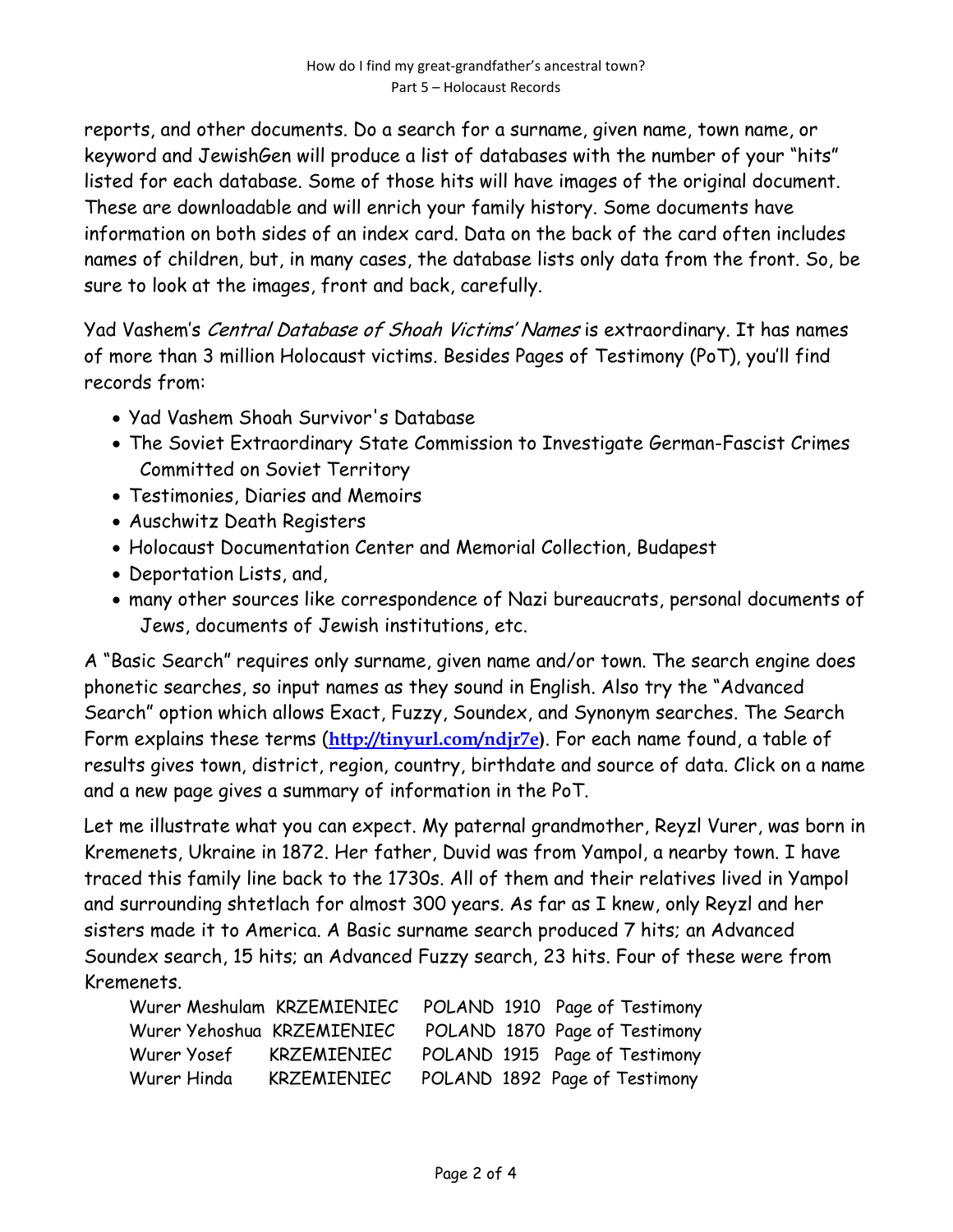reports, and other documents. Do a search for a surname, given name, town name, or keyword and JewishGen will produce a list of databases with the number of your "hits" listed for each database. Some of those hits will have images of the original document. These are downloadable and will enrich your family history. Some documents have information on both sides of an index card. Data on the back of the card often includes names of children, but, in many cases, the database lists only data from the front. So, be sure to look at the images, front and back, carefully.

Yad Vashem's *Central Database of Shoah Victims' Names* is extraordinary. It has names of more than 3 million Holocaust victims. Besides Pages of Testimony (PoT), you'll find records from:

- Yad Vashem Shoah Survivor's Database
- The Soviet Extraordinary State Commission to Investigate German-Fascist Crimes Committed on Soviet Territory
- Testimonies, Diaries and Memoirs
- Auschwitz Death Registers
- Holocaust Documentation Center and Memorial Collection, Budapest
- Deportation Lists, and,
- many other sources like correspondence of Nazi bureaucrats, personal documents of Jews, documents of Jewish institutions, etc.

A "Basic Search" requires only surname, given name and/or town. The search engine does phonetic searches, so input names as they sound in English. Also try the "Advanced Search" option which allows Exact, Fuzzy, Soundex, and Synonym searches. The Search Form explains these terms (http://tinyurl.com/ndjr7e). For each name found, a table of results gives town, district, region, country, birthdate and source of data. Click on a name and a new page gives a summary of information in the PoT.

Let me illustrate what you can expect. My paternal grandmother, Reyzl Vurer, was born in Kremenets, Ukraine in 1872. Her father, Duvid was from Yampol, a nearby town. I have traced this family line back to the 1730s. All of them and their relatives lived in Yampol and surrounding shtetlach for almost 300 years. As far as I knew, only Reyzl and her sisters made it to America. A Basic surname search produced 7 hits; an Advanced Soundex search, 15 hits; an Advanced Fuzzy search, 23 hits. Four of these were from Kremenets.

| | | | | |
|---|---|---|---|---|
| Wurer Meshulam | KRZEMIENIEC | POLAND | 1910 | Page of Testimony |
| Wurer Yehoshua | KRZEMIENIEC | POLAND | 1870 | Page of Testimony |
| Wurer Yosef | KRZEMIENIEC | POLAND | 1915 | Page of Testimony |
| Wurer Hinda | KRZEMIENIEC | POLAND | 1892 | Page of Testimony |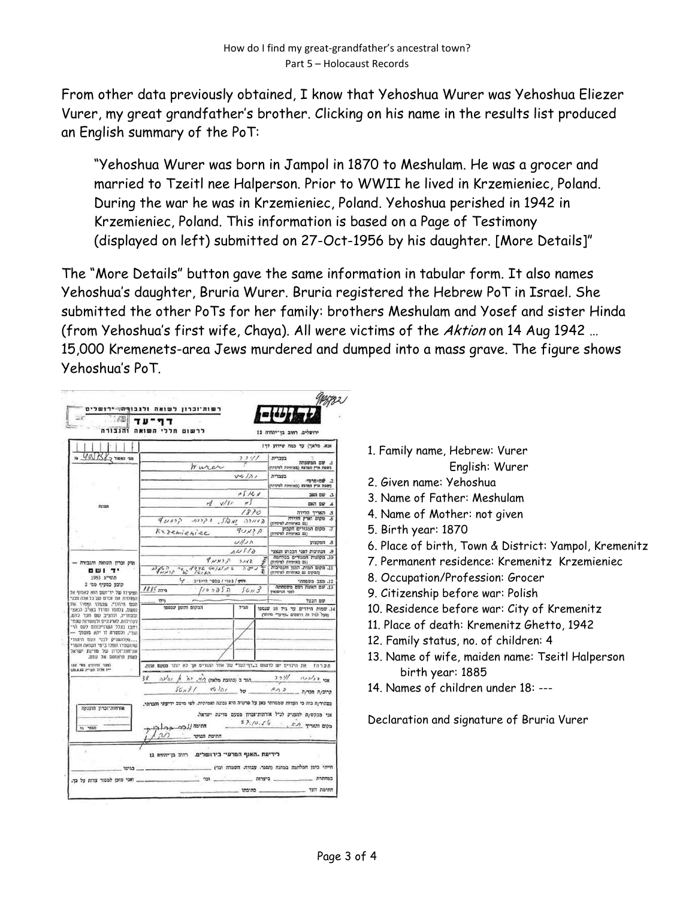From other data previously obtained, I know that Yehoshua Wurer was Yehoshua Eliezer Vurer, my great grandfather's brother. Clicking on his name in the results list produced an English summary of the PoT:

> "Yehoshua Wurer was born in Jampol in 1870 to Meshulam. He was a grocer and married to Tzeitl nee Halperson. Prior to WWII he lived in Krzemieniec, Poland. During the war he was in Krzemieniec, Poland. Yehoshua perished in 1942 in Krzemieniec, Poland. This information is based on a Page of Testimony (displayed on left) submitted on 27-Oct-1956 by his daughter. [More Details]"

The "More Details" button gave the same information in tabular form. It also names Yehoshua's daughter, Bruria Wurer. Bruria registered the Hebrew PoT in Israel. She submitted the other PoTs for her family: brothers Meshulam and Yosef and sister Hinda (from Yehoshua's first wife, Chaya). All were victims of the *Aktion* on 14 Aug 1942 … 15,000 Kremenets-area Jews murdered and dumped into a mass grave. The figure shows Yehoshua's PoT.

1. Family name, Hebrew: Vurer
   English: Wurer
2. Given name: Yehoshua
3. Name of Father: Meshulam
4. Name of Mother: not given
5. Birth year: 1870
6. Place of birth, Town & District: Yampol, Kremenitz
7. Permanent residence: Kremenitz Krzemieniec
8. Occupation/Profession: Grocer
9. Citizenship before war: Polish
10. Residence before war: City of Kremenitz
11. Place of death: Kremenitz Ghetto, 1942
12. Family status, no. of children: 4
13. Name of wife, maiden name: Tseitl Halperson
    birth year: 1885
14. Names of children under 18: ---

Declaration and signature of Bruria Vurer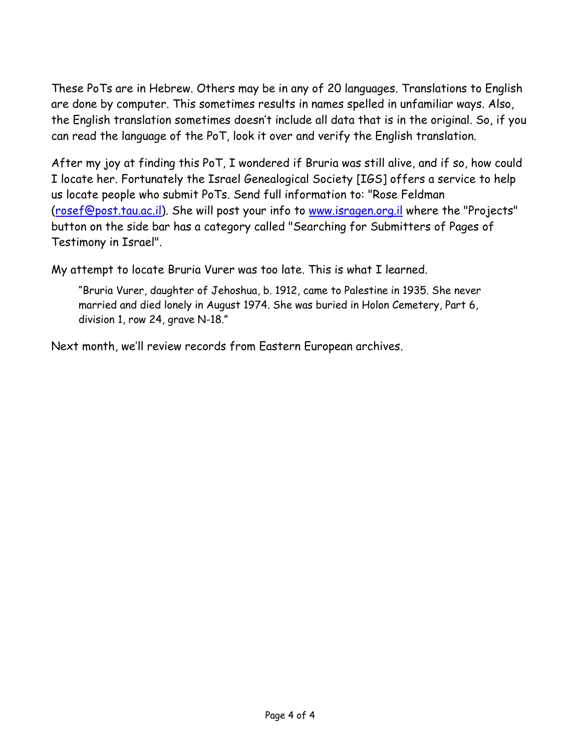These PoTs are in Hebrew. Others may be in any of 20 languages. Translations to English are done by computer. This sometimes results in names spelled in unfamiliar ways. Also, the English translation sometimes doesn't include all data that is in the original. So, if you can read the language of the PoT, look it over and verify the English translation.

After my joy at finding this PoT, I wondered if Bruria was still alive, and if so, how could I locate her. Fortunately the Israel Genealogical Society [IGS] offers a service to help us locate people who submit PoTs. Send full information to: "Rose Feldman (rosef@post.tau.ac.il). She will post your info to www.isragen.org.il where the "Projects" button on the side bar has a category called "Searching for Submitters of Pages of Testimony in Israel".

My attempt to locate Bruria Vurer was too late. This is what I learned.

> "Bruria Vurer, daughter of Jehoshua, b. 1912, came to Palestine in 1935. She never married and died lonely in August 1974. She was buried in Holon Cemetery, Part 6, division 1, row 24, grave N-18."

Next month, we'll review records from Eastern European archives.